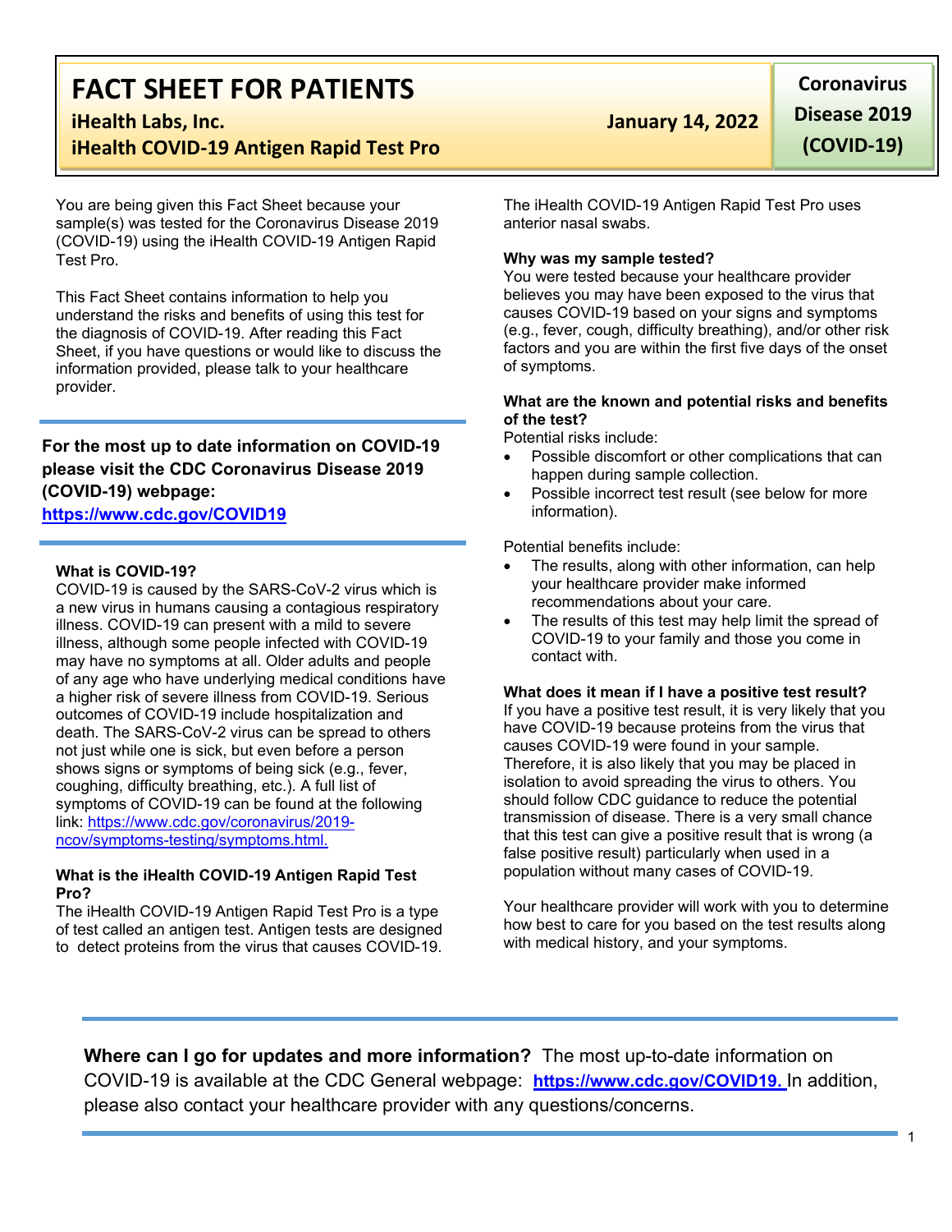# FACT SHEET FOR PATIENTS

**iHealth Labs, Inc.**

**iHealth COVID-19 Antigen Rapid Test Pro**

**January 14, 2022**

**Coronavirus Disease 2019 (COVID-19)**

You are being given this Fact Sheet because your sample(s) was tested for the Coronavirus Disease 2019 (COVID-19) using the iHealth COVID-19 Antigen Rapid Test Pro.

This Fact Sheet contains information to help you understand the risks and benefits of using this test for the diagnosis of COVID-19. After reading this Fact Sheet, if you have questions or would like to discuss the information provided, please talk to your healthcare provider.

---

**For the most up to date information on COVID-19 please visit the CDC Coronavirus Disease 2019 (COVID-19) webpage:**

**https://www.cdc.gov/COVID19**

---

**What is COVID-19?**

COVID-19 is caused by the SARS-CoV-2 virus which is a new virus in humans causing a contagious respiratory illness. COVID-19 can present with a mild to severe illness, although some people infected with COVID-19 may have no symptoms at all. Older adults and people of any age who have underlying medical conditions have a higher risk of severe illness from COVID-19. Serious outcomes of COVID-19 include hospitalization and death. The SARS-CoV-2 virus can be spread to others not just while one is sick, but even before a person shows signs or symptoms of being sick (e.g., fever, coughing, difficulty breathing, etc.). A full list of symptoms of COVID-19 can be found at the following link: https://www.cdc.gov/coronavirus/2019-ncov/symptoms-testing/symptoms.html.

**What is the iHealth COVID-19 Antigen Rapid Test Pro?**

The iHealth COVID-19 Antigen Rapid Test Pro is a type of test called an antigen test. Antigen tests are designed to detect proteins from the virus that causes COVID-19. The iHealth COVID-19 Antigen Rapid Test Pro uses anterior nasal swabs.

**Why was my sample tested?**

You were tested because your healthcare provider believes you may have been exposed to the virus that causes COVID-19 based on your signs and symptoms (e.g., fever, cough, difficulty breathing), and/or other risk factors and you are within the first five days of the onset of symptoms.

**What are the known and potential risks and benefits of the test?**

Potential risks include:

- Possible discomfort or other complications that can happen during sample collection.
- Possible incorrect test result (see below for more information).

Potential benefits include:

- The results, along with other information, can help your healthcare provider make informed recommendations about your care.
- The results of this test may help limit the spread of COVID-19 to your family and those you come in contact with.

**What does it mean if I have a positive test result?**

If you have a positive test result, it is very likely that you have COVID-19 because proteins from the virus that causes COVID-19 were found in your sample. Therefore, it is also likely that you may be placed in isolation to avoid spreading the virus to others. You should follow CDC guidance to reduce the potential transmission of disease. There is a very small chance that this test can give a positive result that is wrong (a false positive result) particularly when used in a population without many cases of COVID-19.

Your healthcare provider will work with you to determine how best to care for you based on the test results along with medical history, and your symptoms.

---

**Where can I go for updates and more information?** The most up-to-date information on COVID-19 is available at the CDC General webpage: **https://www.cdc.gov/COVID19.** In addition, please also contact your healthcare provider with any questions/concerns.

---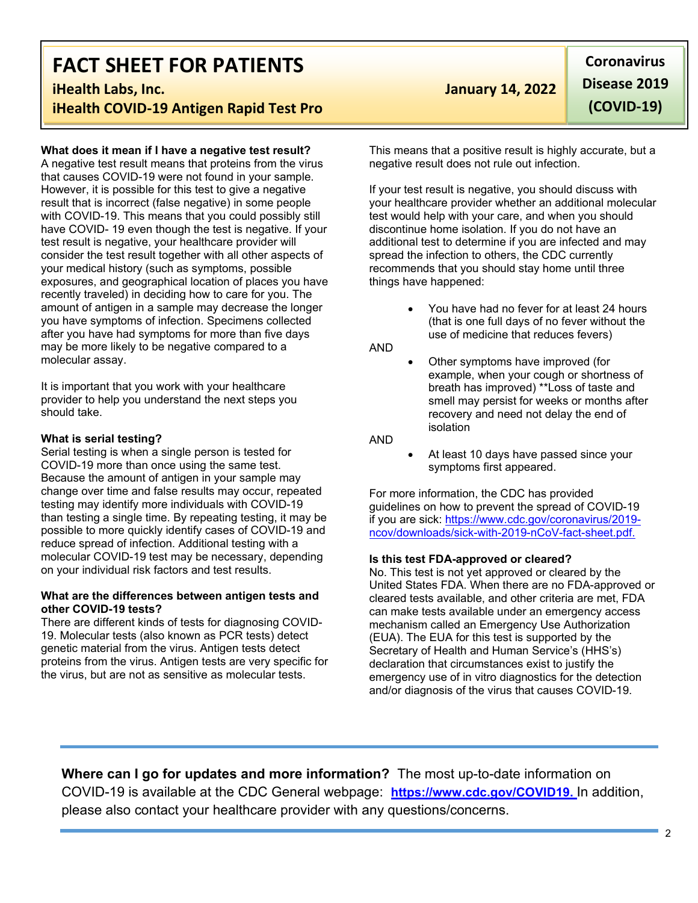**What does it mean if I have a negative test result?**
A negative test result means that proteins from the virus that causes COVID-19 were not found in your sample. However, it is possible for this test to give a negative result that is incorrect (false negative) in some people with COVID-19. This means that you could possibly still have COVID- 19 even though the test is negative. If your test result is negative, your healthcare provider will consider the test result together with all other aspects of your medical history (such as symptoms, possible exposures, and geographical location of places you have recently traveled) in deciding how to care for you. The amount of antigen in a sample may decrease the longer you have symptoms of infection. Specimens collected after you have had symptoms for more than five days may be more likely to be negative compared to a molecular assay.

It is important that you work with your healthcare provider to help you understand the next steps you should take.

**What is serial testing?**
Serial testing is when a single person is tested for COVID-19 more than once using the same test. Because the amount of antigen in your sample may change over time and false results may occur, repeated testing may identify more individuals with COVID-19 than testing a single time. By repeating testing, it may be possible to more quickly identify cases of COVID-19 and reduce spread of infection. Additional testing with a molecular COVID-19 test may be necessary, depending on your individual risk factors and test results.

**What are the differences between antigen tests and other COVID-19 tests?**
There are different kinds of tests for diagnosing COVID-19. Molecular tests (also known as PCR tests) detect genetic material from the virus. Antigen tests detect proteins from the virus. Antigen tests are very specific for the virus, but are not as sensitive as molecular tests. This means that a positive result is highly accurate, but a negative result does not rule out infection.

If your test result is negative, you should discuss with your healthcare provider whether an additional molecular test would help with your care, and when you should discontinue home isolation. If you do not have an additional test to determine if you are infected and may spread the infection to others, the CDC currently recommends that you should stay home until three things have happened:

- You have had no fever for at least 24 hours (that is one full days of no fever without the use of medicine that reduces fevers)

AND

- Other symptoms have improved (for example, when your cough or shortness of breath has improved) **Loss of taste and smell may persist for weeks or months after recovery and need not delay the end of isolation

AND

- At least 10 days have passed since your symptoms first appeared.

For more information, the CDC has provided guidelines on how to prevent the spread of COVID-19 if you are sick: https://www.cdc.gov/coronavirus/2019-ncov/downloads/sick-with-2019-nCoV-fact-sheet.pdf.

**Is this test FDA-approved or cleared?**
No. This test is not yet approved or cleared by the United States FDA. When there are no FDA-approved or cleared tests available, and other criteria are met, FDA can make tests available under an emergency access mechanism called an Emergency Use Authorization (EUA). The EUA for this test is supported by the Secretary of Health and Human Service's (HHS's) declaration that circumstances exist to justify the emergency use of in vitro diagnostics for the detection and/or diagnosis of the virus that causes COVID-19.

---

**Where can I go for updates and more information?** The most up-to-date information on COVID-19 is available at the CDC General webpage: **https://www.cdc.gov/COVID19.** In addition, please also contact your healthcare provider with any questions/concerns.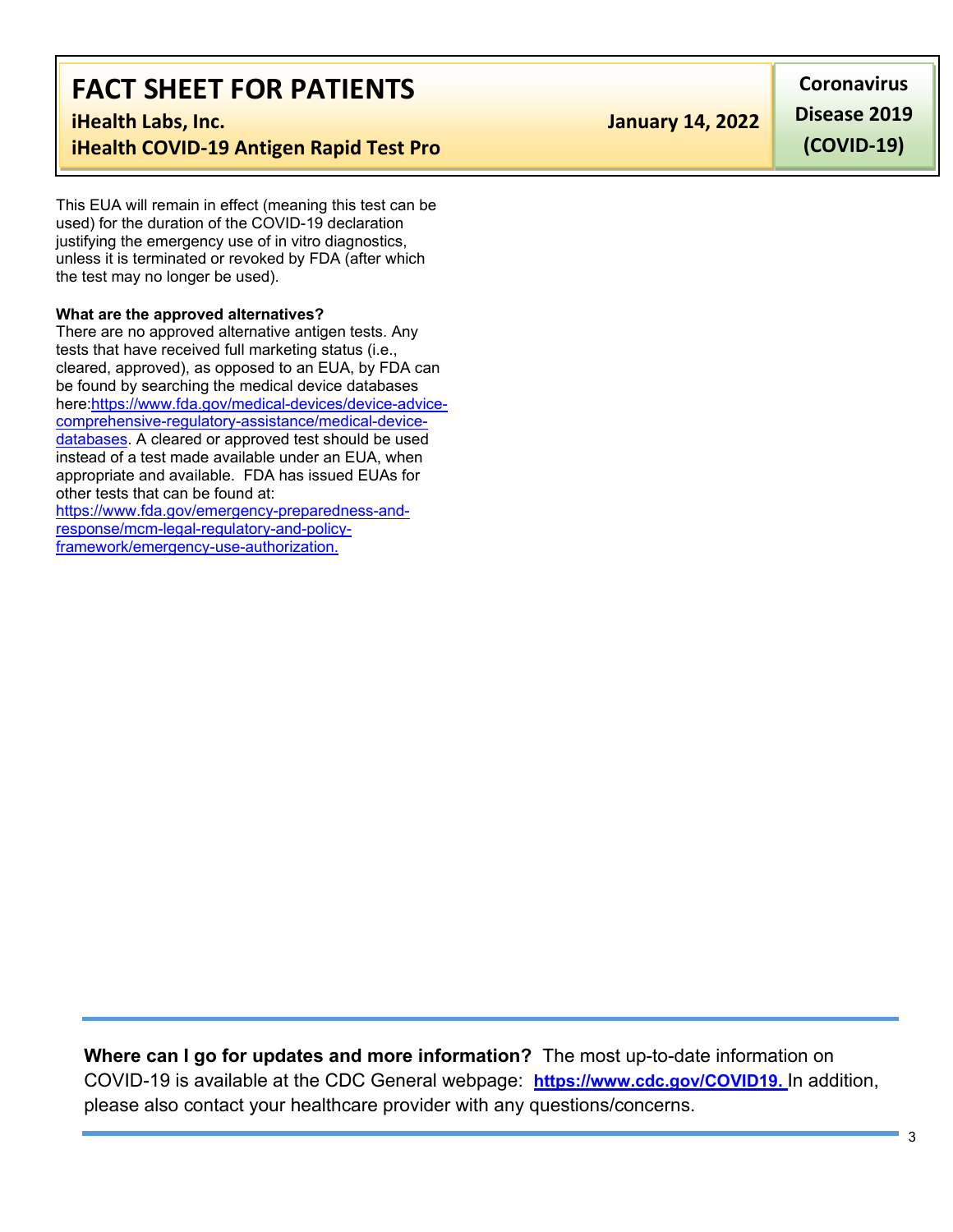This EUA will remain in effect (meaning this test can be used) for the duration of the COVID-19 declaration justifying the emergency use of in vitro diagnostics, unless it is terminated or revoked by FDA (after which the test may no longer be used).

**What are the approved alternatives?**
There are no approved alternative antigen tests. Any tests that have received full marketing status (i.e., cleared, approved), as opposed to an EUA, by FDA can be found by searching the medical device databases here:[https://www.fda.gov/medical-devices/device-advice-comprehensive-regulatory-assistance/medical-device-databases](https://www.fda.gov/medical-devices/device-advice-comprehensive-regulatory-assistance/medical-device-databases). A cleared or approved test should be used instead of a test made available under an EUA, when appropriate and available. FDA has issued EUAs for other tests that can be found at: [https://www.fda.gov/emergency-preparedness-and-response/mcm-legal-regulatory-and-policy-framework/emergency-use-authorization.](https://www.fda.gov/emergency-preparedness-and-response/mcm-legal-regulatory-and-policy-framework/emergency-use-authorization)

---

**Where can I go for updates and more information?** The most up-to-date information on COVID-19 is available at the CDC General webpage: **[https://www.cdc.gov/COVID19.](https://www.cdc.gov/COVID19)** In addition, please also contact your healthcare provider with any questions/concerns.

---